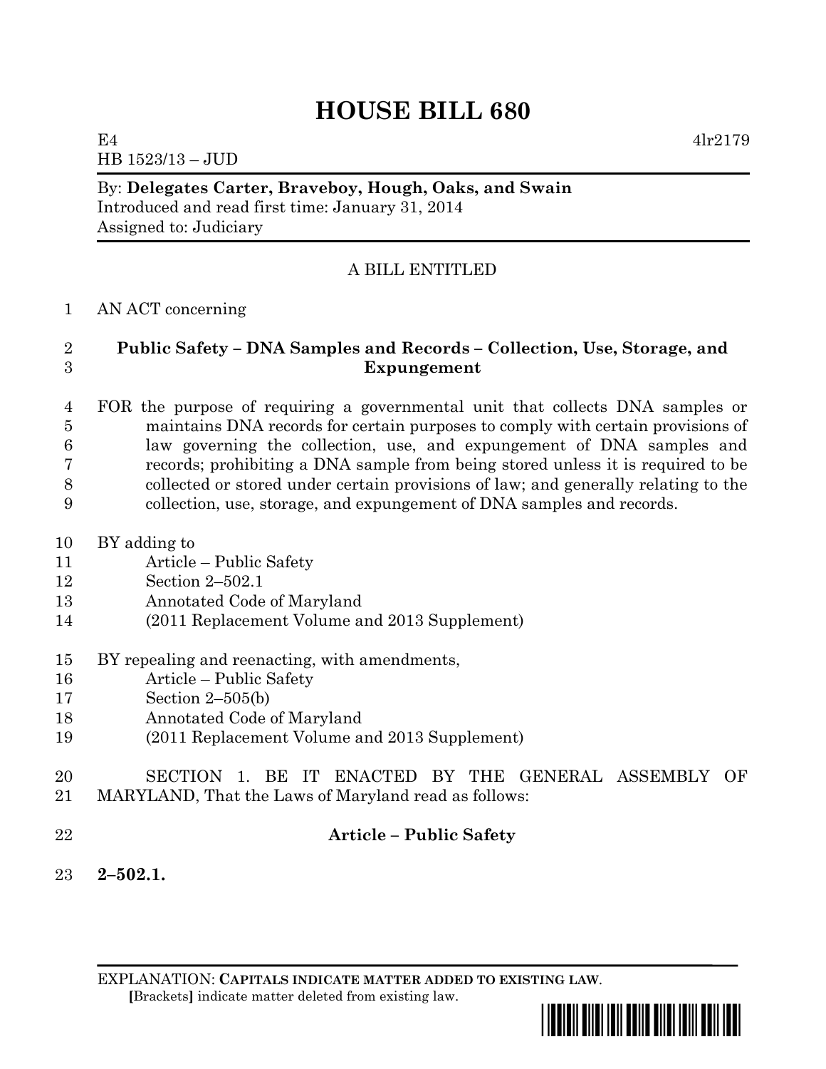# HOUSE BILL 680

E4 4lr2179
HB 1523/13 – JUD

By: **Delegates Carter, Braveboy, Hough, Oaks, and Swain**
Introduced and read first time: January 31, 2014
Assigned to: Judiciary

A BILL ENTITLED

1 AN ACT concerning

2 **Public Safety – DNA Samples and Records – Collection, Use, Storage, and**
3 **Expungement**

4 FOR the purpose of requiring a governmental unit that collects DNA samples or
5 maintains DNA records for certain purposes to comply with certain provisions of
6 law governing the collection, use, and expungement of DNA samples and
7 records; prohibiting a DNA sample from being stored unless it is required to be
8 collected or stored under certain provisions of law; and generally relating to the
9 collection, use, storage, and expungement of DNA samples and records.

10 BY adding to
11 Article – Public Safety
12 Section 2–502.1
13 Annotated Code of Maryland
14 (2011 Replacement Volume and 2013 Supplement)

15 BY repealing and reenacting, with amendments,
16 Article – Public Safety
17 Section 2–505(b)
18 Annotated Code of Maryland
19 (2011 Replacement Volume and 2013 Supplement)

20 SECTION 1. BE IT ENACTED BY THE GENERAL ASSEMBLY OF
21 MARYLAND, That the Laws of Maryland read as follows:

22 **Article – Public Safety**

23 **2–502.1.**

EXPLANATION: **CAPITALS INDICATE MATTER ADDED TO EXISTING LAW.**
**[**Brackets**]** indicate matter deleted from existing law.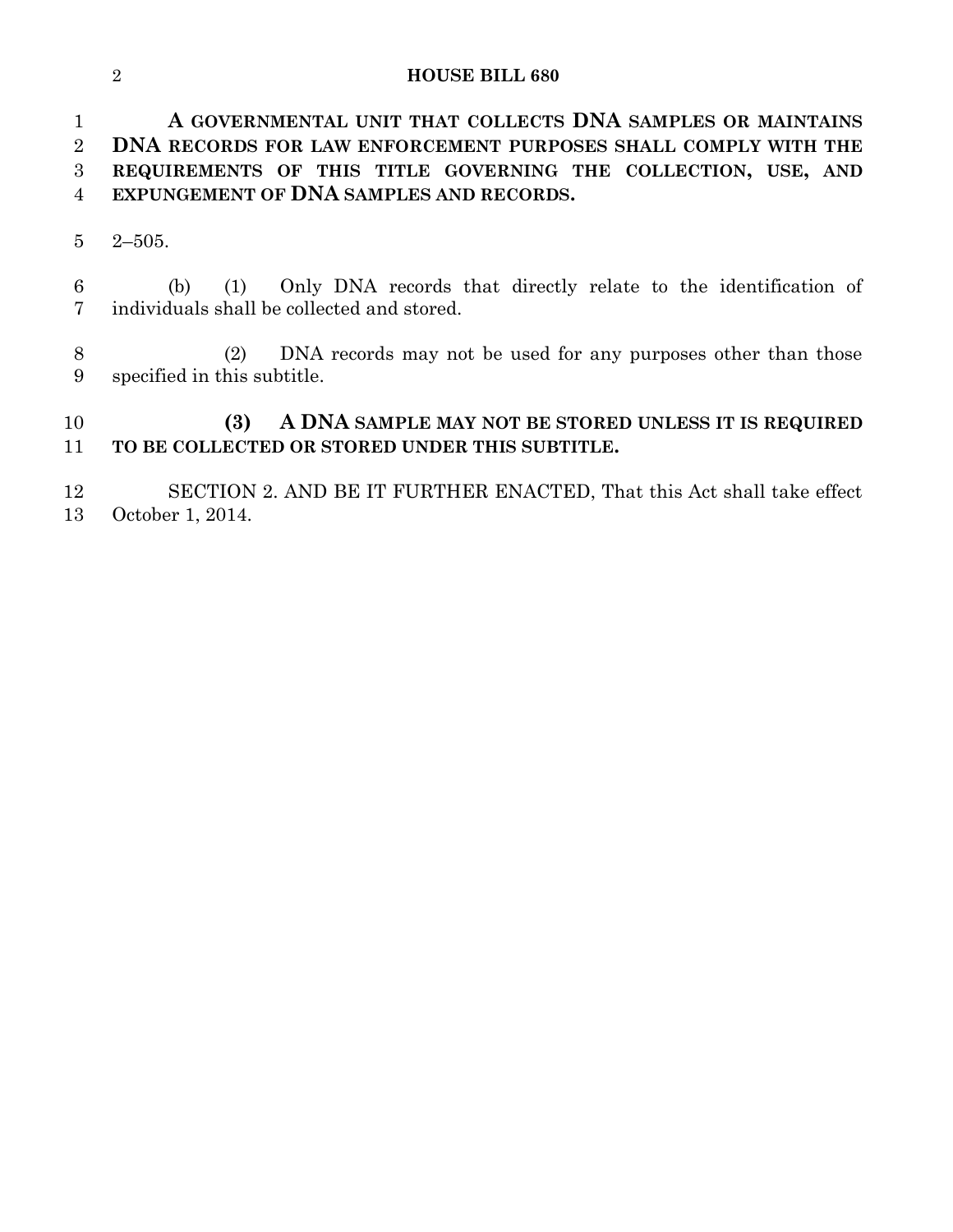**A GOVERNMENTAL UNIT THAT COLLECTS DNA SAMPLES OR MAINTAINS DNA RECORDS FOR LAW ENFORCEMENT PURPOSES SHALL COMPLY WITH THE REQUIREMENTS OF THIS TITLE GOVERNING THE COLLECTION, USE, AND EXPUNGEMENT OF DNA SAMPLES AND RECORDS.**

2–505.

(b) (1) Only DNA records that directly relate to the identification of individuals shall be collected and stored.

(2) DNA records may not be used for any purposes other than those specified in this subtitle.

**(3) A DNA SAMPLE MAY NOT BE STORED UNLESS IT IS REQUIRED TO BE COLLECTED OR STORED UNDER THIS SUBTITLE.**

SECTION 2. AND BE IT FURTHER ENACTED, That this Act shall take effect October 1, 2014.